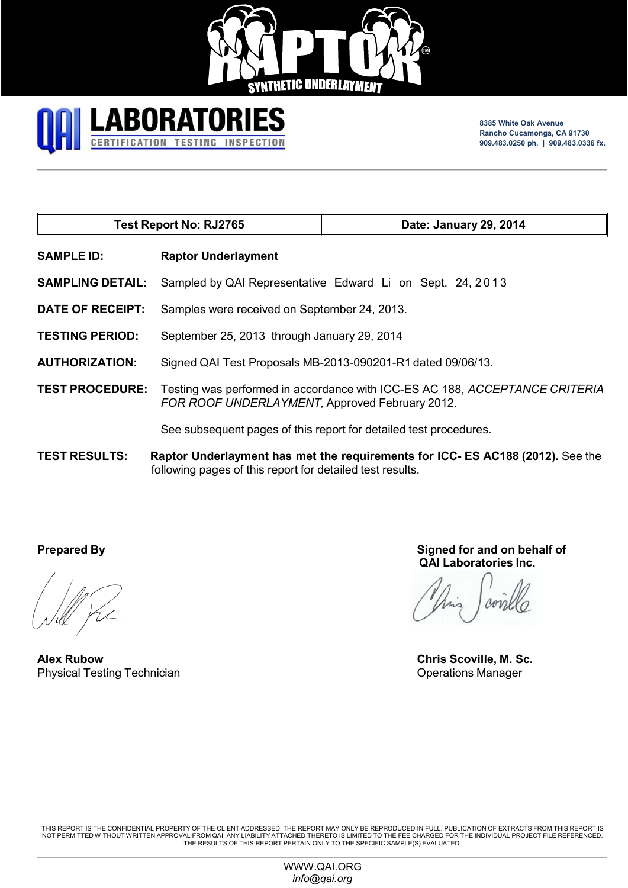RAPTOR

SYNTHETIC UNDERLAYMENT

# QAI LABORATORIES

CERTIFICATION TESTING INSPECTION

8385 White Oak Avenue
Rancho Cucamonga, CA 91730
909.483.0250 ph. | 909.483.0336 fx.

| Test Report No: RJ2765 | Date: January 29, 2014 |
|---|---|

**SAMPLE ID:** **Raptor Underlayment**

**SAMPLING DETAIL:** Sampled by QAI Representative Edward Li on Sept. 24, 2013

**DATE OF RECEIPT:** Samples were received on September 24, 2013.

**TESTING PERIOD:** September 25, 2013 through January 29, 2014

**AUTHORIZATION:** Signed QAI Test Proposals MB-2013-090201-R1 dated 09/06/13.

**TEST PROCEDURE:** Testing was performed in accordance with ICC-ES AC 188, *ACCEPTANCE CRITERIA FOR ROOF UNDERLAYMENT*, Approved February 2012.

See subsequent pages of this report for detailed test procedures.

**TEST RESULTS:** **Raptor Underlayment has met the requirements for ICC- ES AC188 (2012).** See the following pages of this report for detailed test results.

**Prepared By**

**Alex Rubow**
Physical Testing Technician

**Signed for and on behalf of QAI Laboratories Inc.**

**Chris Scoville, M. Sc.**
Operations Manager

THIS REPORT IS THE CONFIDENTIAL PROPERTY OF THE CLIENT ADDRESSED. THE REPORT MAY ONLY BE REPRODUCED IN FULL. PUBLICATION OF EXTRACTS FROM THIS REPORT IS NOT PERMITTED WITHOUT WRITTEN APPROVAL FROM QAI. ANY LIABILITY ATTACHED THERETO IS LIMITED TO THE FEE CHARGED FOR THE INDIVIDUAL PROJECT FILE REFERENCED. THE RESULTS OF THIS REPORT PERTAIN ONLY TO THE SPECIFIC SAMPLE(S) EVALUATED.

WWW.QAI.ORG
*info@qai.org*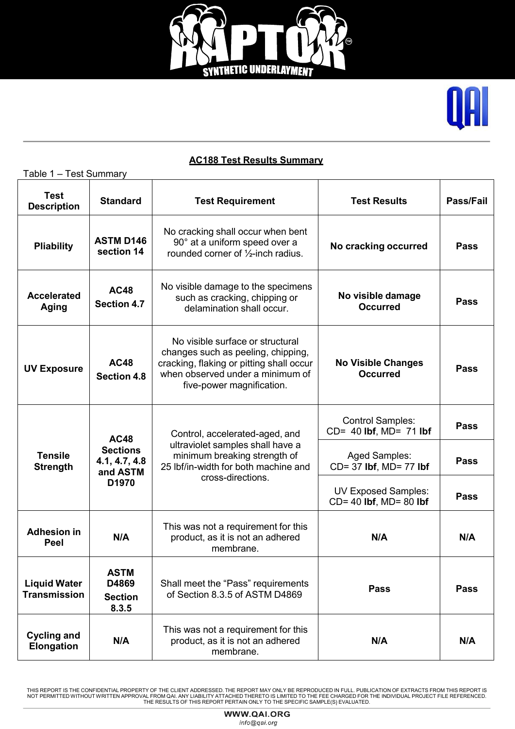## AC188 Test Results Summary

Table 1 – Test Summary

| Test Description | Standard | Test Requirement | Test Results | Pass/Fail |
|---|---|---|---|---|
| **Pliability** | **ASTM D146 section 14** | No cracking shall occur when bent 90° at a uniform speed over a rounded corner of ½-inch radius. | **No cracking occurred** | **Pass** |
| **Accelerated Aging** | **AC48 Section 4.7** | No visible damage to the specimens such as cracking, chipping or delamination shall occur. | **No visible damage Occurred** | **Pass** |
| **UV Exposure** | **AC48 Section 4.8** | No visible surface or structural changes such as peeling, chipping, cracking, flaking or pitting shall occur when observed under a minimum of five-power magnification. | **No Visible Changes Occurred** | **Pass** |
| **Tensile Strength** | **AC48 Sections 4.1, 4.7, 4.8 and ASTM D1970** | Control, accelerated-aged, and ultraviolet samples shall have a minimum breaking strength of 25 lbf/in-width for both machine and cross-directions. | Control Samples: CD= 40 **lbf**, MD= 71 **lbf** | **Pass** |
| | | | Aged Samples: CD= 37 **lbf**, MD= 77 **lbf** | **Pass** |
| | | | UV Exposed Samples: CD= 40 **lbf**, MD= 80 **lbf** | **Pass** |
| **Adhesion in Peel** | **N/A** | This was not a requirement for this product, as it is not an adhered membrane. | **N/A** | **N/A** |
| **Liquid Water Transmission** | **ASTM D4869 Section 8.3.5** | Shall meet the "Pass" requirements of Section 8.3.5 of ASTM D4869 | **Pass** | **Pass** |
| **Cycling and Elongation** | **N/A** | This was not a requirement for this product, as it is not an adhered membrane. | **N/A** | **N/A** |

THIS REPORT IS THE CONFIDENTIAL PROPERTY OF THE CLIENT ADDRESSED. THE REPORT MAY ONLY BE REPRODUCED IN FULL. PUBLICATION OF EXTRACTS FROM THIS REPORT IS NOT PERMITTED WITHOUT WRITTEN APPROVAL FROM QAI. ANY LIABILITY ATTACHED THERETO IS LIMITED TO THE FEE CHARGED FOR THE INDIVIDUAL PROJECT FILE REFERENCED. THE RESULTS OF THIS REPORT PERTAIN ONLY TO THE SPECIFIC SAMPLE(S) EVALUATED.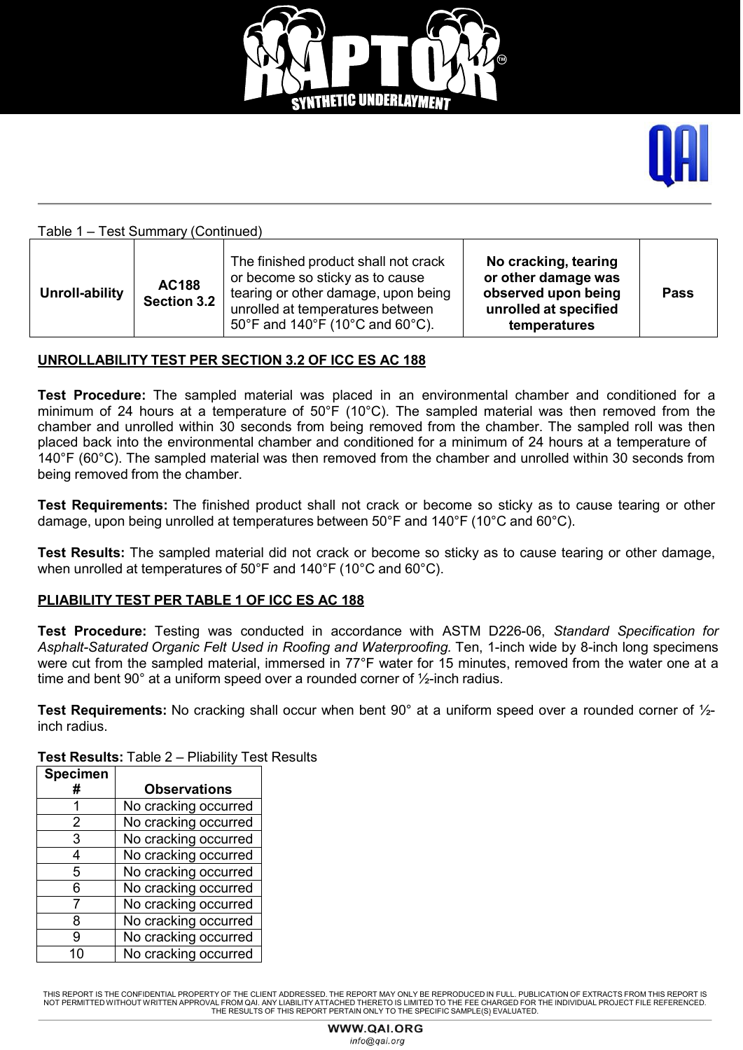Table 1 – Test Summary (Continued)

| | | | | |
|---|---|---|---|---|
| **Unroll-ability** | **AC188 Section 3.2** | The finished product shall not crack or become so sticky as to cause tearing or other damage, upon being unrolled at temperatures between 50°F and 140°F (10°C and 60°C). | **No cracking, tearing or other damage was observed upon being unrolled at specified temperatures** | **Pass** |

**UNROLLABILITY TEST PER SECTION 3.2 OF ICC ES AC 188**

**Test Procedure:** The sampled material was placed in an environmental chamber and conditioned for a minimum of 24 hours at a temperature of 50°F (10°C). The sampled material was then removed from the chamber and unrolled within 30 seconds from being removed from the chamber. The sampled roll was then placed back into the environmental chamber and conditioned for a minimum of 24 hours at a temperature of 140°F (60°C). The sampled material was then removed from the chamber and unrolled within 30 seconds from being removed from the chamber.

**Test Requirements:** The finished product shall not crack or become so sticky as to cause tearing or other damage, upon being unrolled at temperatures between 50°F and 140°F (10°C and 60°C).

**Test Results:** The sampled material did not crack or become so sticky as to cause tearing or other damage, when unrolled at temperatures of 50°F and 140°F (10°C and 60°C).

**PLIABILITY TEST PER TABLE 1 OF ICC ES AC 188**

**Test Procedure:** Testing was conducted in accordance with ASTM D226-06, *Standard Specification for Asphalt-Saturated Organic Felt Used in Roofing and Waterproofing*. Ten, 1-inch wide by 8-inch long specimens were cut from the sampled material, immersed in 77°F water for 15 minutes, removed from the water one at a time and bent 90° at a uniform speed over a rounded corner of ½-inch radius.

**Test Requirements:** No cracking shall occur when bent 90° at a uniform speed over a rounded corner of ½-inch radius.

**Test Results:** Table 2 – Pliability Test Results

| Specimen # | Observations |
|---|---|
| 1 | No cracking occurred |
| 2 | No cracking occurred |
| 3 | No cracking occurred |
| 4 | No cracking occurred |
| 5 | No cracking occurred |
| 6 | No cracking occurred |
| 7 | No cracking occurred |
| 8 | No cracking occurred |
| 9 | No cracking occurred |
| 10 | No cracking occurred |

THIS REPORT IS THE CONFIDENTIAL PROPERTY OF THE CLIENT ADDRESSED. THE REPORT MAY ONLY BE REPRODUCED IN FULL. PUBLICATION OF EXTRACTS FROM THIS REPORT IS NOT PERMITTED WITHOUT WRITTEN APPROVAL FROM QAI. ANY LIABILITY ATTACHED THERETO IS LIMITED TO THE FEE CHARGED FOR THE INDIVIDUAL PROJECT FILE REFERENCED. THE RESULTS OF THIS REPORT PERTAIN ONLY TO THE SPECIFIC SAMPLE(S) EVALUATED.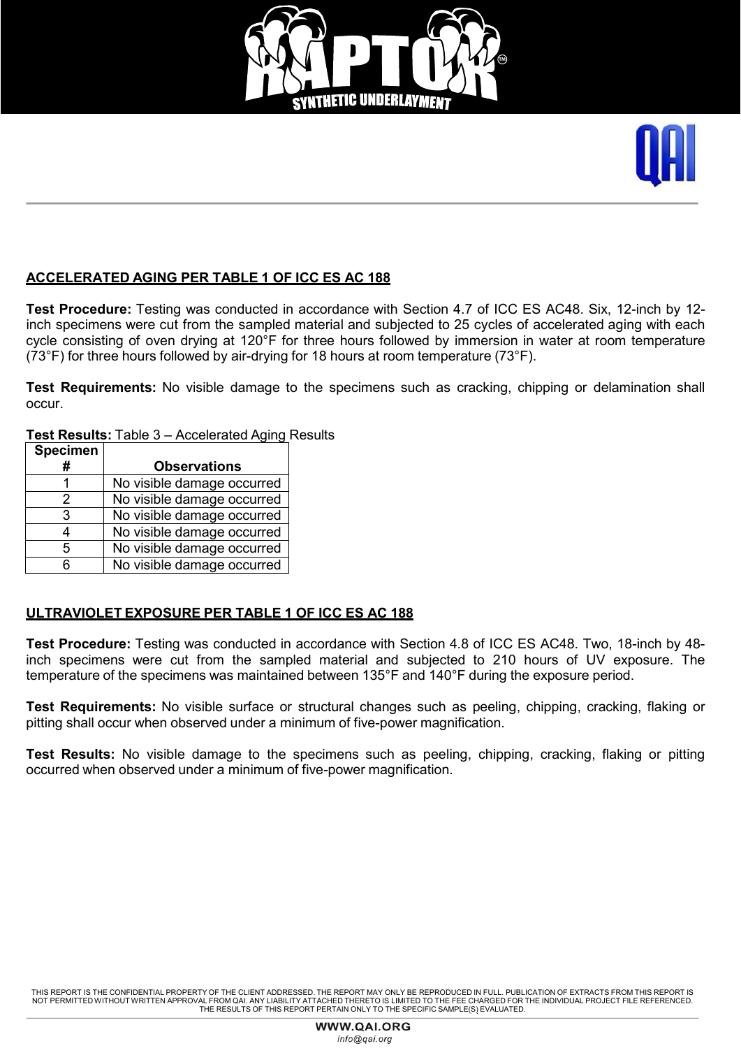## ACCELERATED AGING PER TABLE 1 OF ICC ES AC 188

**Test Procedure:** Testing was conducted in accordance with Section 4.7 of ICC ES AC48. Six, 12-inch by 12-inch specimens were cut from the sampled material and subjected to 25 cycles of accelerated aging with each cycle consisting of oven drying at 120°F for three hours followed by immersion in water at room temperature (73°F) for three hours followed by air-drying for 18 hours at room temperature (73°F).

**Test Requirements:** No visible damage to the specimens such as cracking, chipping or delamination shall occur.

**Test Results:** Table 3 – Accelerated Aging Results

| Specimen # | Observations |
|---|---|
| 1 | No visible damage occurred |
| 2 | No visible damage occurred |
| 3 | No visible damage occurred |
| 4 | No visible damage occurred |
| 5 | No visible damage occurred |
| 6 | No visible damage occurred |

## ULTRAVIOLET EXPOSURE PER TABLE 1 OF ICC ES AC 188

**Test Procedure:** Testing was conducted in accordance with Section 4.8 of ICC ES AC48. Two, 18-inch by 48-inch specimens were cut from the sampled material and subjected to 210 hours of UV exposure. The temperature of the specimens was maintained between 135°F and 140°F during the exposure period.

**Test Requirements:** No visible surface or structural changes such as peeling, chipping, cracking, flaking or pitting shall occur when observed under a minimum of five-power magnification.

**Test Results:** No visible damage to the specimens such as peeling, chipping, cracking, flaking or pitting occurred when observed under a minimum of five-power magnification.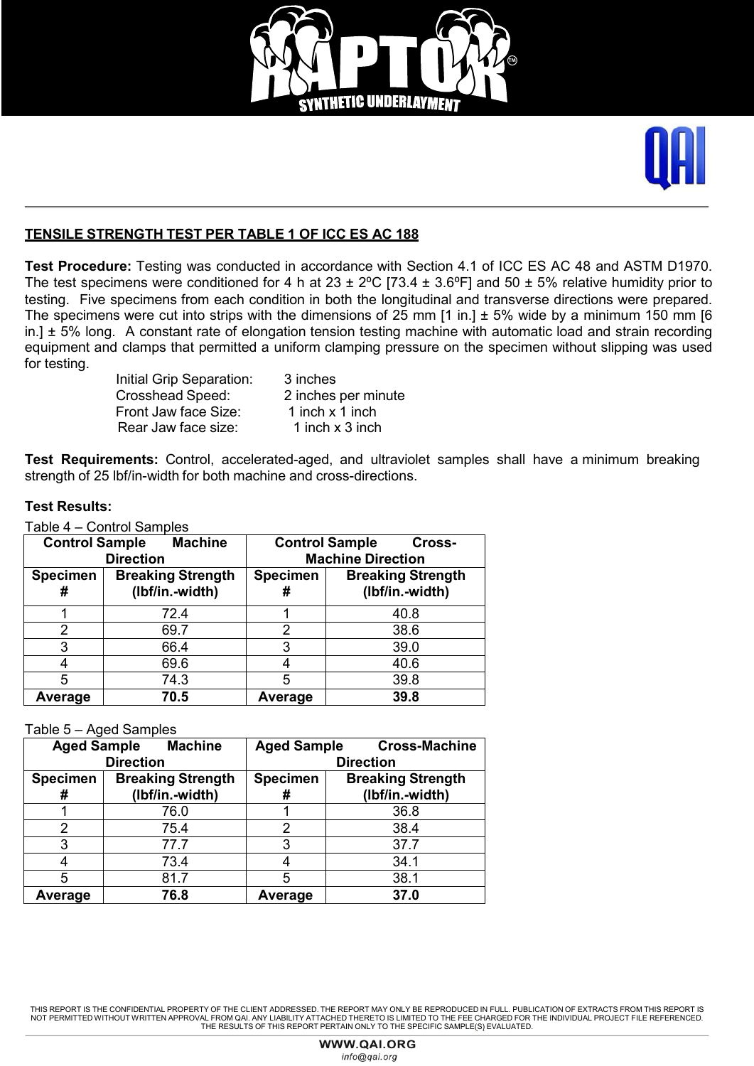## TENSILE STRENGTH TEST PER TABLE 1 OF ICC ES AC 188

**Test Procedure:** Testing was conducted in accordance with Section 4.1 of ICC ES AC 48 and ASTM D1970. The test specimens were conditioned for 4 h at 23 ± 2ºC [73.4 ± 3.6ºF] and 50 ± 5% relative humidity prior to testing. Five specimens from each condition in both the longitudinal and transverse directions were prepared. The specimens were cut into strips with the dimensions of 25 mm [1 in.] ± 5% wide by a minimum 150 mm [6 in.] ± 5% long. A constant rate of elongation tension testing machine with automatic load and strain recording equipment and clamps that permitted a uniform clamping pressure on the specimen without slipping was used for testing.

Initial Grip Separation: 3 inches
Crosshead Speed: 2 inches per minute
Front Jaw face Size: 1 inch x 1 inch
Rear Jaw face size: 1 inch x 3 inch

**Test Requirements:** Control, accelerated-aged, and ultraviolet samples shall have a minimum breaking strength of 25 lbf/in-width for both machine and cross-directions.

**Test Results:**

Table 4 – Control Samples

| Control Sample Machine Direction | | Control Sample Cross-Machine Direction | |
|---|---|---|---|
| **Specimen #** | **Breaking Strength (lbf/in.-width)** | **Specimen #** | **Breaking Strength (lbf/in.-width)** |
| 1 | 72.4 | 1 | 40.8 |
| 2 | 69.7 | 2 | 38.6 |
| 3 | 66.4 | 3 | 39.0 |
| 4 | 69.6 | 4 | 40.6 |
| 5 | 74.3 | 5 | 39.8 |
| **Average** | **70.5** | **Average** | **39.8** |

Table 5 – Aged Samples

| Aged Sample Machine Direction | | Aged Sample Cross-Machine Direction | |
|---|---|---|---|
| **Specimen #** | **Breaking Strength (lbf/in.-width)** | **Specimen #** | **Breaking Strength (lbf/in.-width)** |
| 1 | 76.0 | 1 | 36.8 |
| 2 | 75.4 | 2 | 38.4 |
| 3 | 77.7 | 3 | 37.7 |
| 4 | 73.4 | 4 | 34.1 |
| 5 | 81.7 | 5 | 38.1 |
| **Average** | **76.8** | **Average** | **37.0** |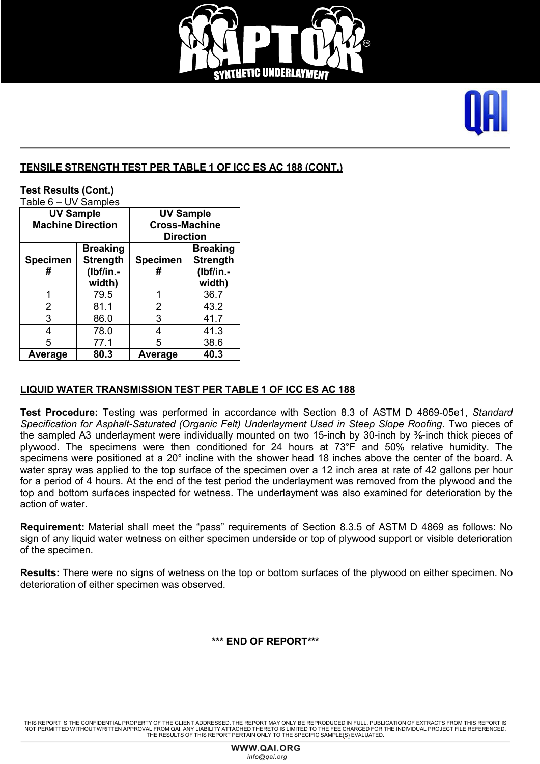## TENSILE STRENGTH TEST PER TABLE 1 OF ICC ES AC 188 (CONT.)

**Test Results (Cont.)**

Table 6 – UV Samples

| UV Sample Machine Direction | | UV Sample Cross-Machine Direction | |
|---|---|---|---|
| **Specimen #** | **Breaking Strength (lbf/in.-width)** | **Specimen #** | **Breaking Strength (lbf/in.-width)** |
| 1 | 79.5 | 1 | 36.7 |
| 2 | 81.1 | 2 | 43.2 |
| 3 | 86.0 | 3 | 41.7 |
| 4 | 78.0 | 4 | 41.3 |
| 5 | 77.1 | 5 | 38.6 |
| **Average** | **80.3** | **Average** | **40.3** |

## LIQUID WATER TRANSMISSION TEST PER TABLE 1 OF ICC ES AC 188

**Test Procedure:** Testing was performed in accordance with Section 8.3 of ASTM D 4869-05e1, *Standard Specification for Asphalt-Saturated (Organic Felt) Underlayment Used in Steep Slope Roofing*. Two pieces of the sampled A3 underlayment were individually mounted on two 15-inch by 30-inch by ⅜-inch thick pieces of plywood. The specimens were then conditioned for 24 hours at 73°F and 50% relative humidity. The specimens were positioned at a 20° incline with the shower head 18 inches above the center of the board. A water spray was applied to the top surface of the specimen over a 12 inch area at rate of 42 gallons per hour for a period of 4 hours. At the end of the test period the underlayment was removed from the plywood and the top and bottom surfaces inspected for wetness. The underlayment was also examined for deterioration by the action of water.

**Requirement:** Material shall meet the "pass" requirements of Section 8.3.5 of ASTM D 4869 as follows: No sign of any liquid water wetness on either specimen underside or top of plywood support or visible deterioration of the specimen.

**Results:** There were no signs of wetness on the top or bottom surfaces of the plywood on either specimen. No deterioration of either specimen was observed.

**\*\*\* END OF REPORT\*\*\***